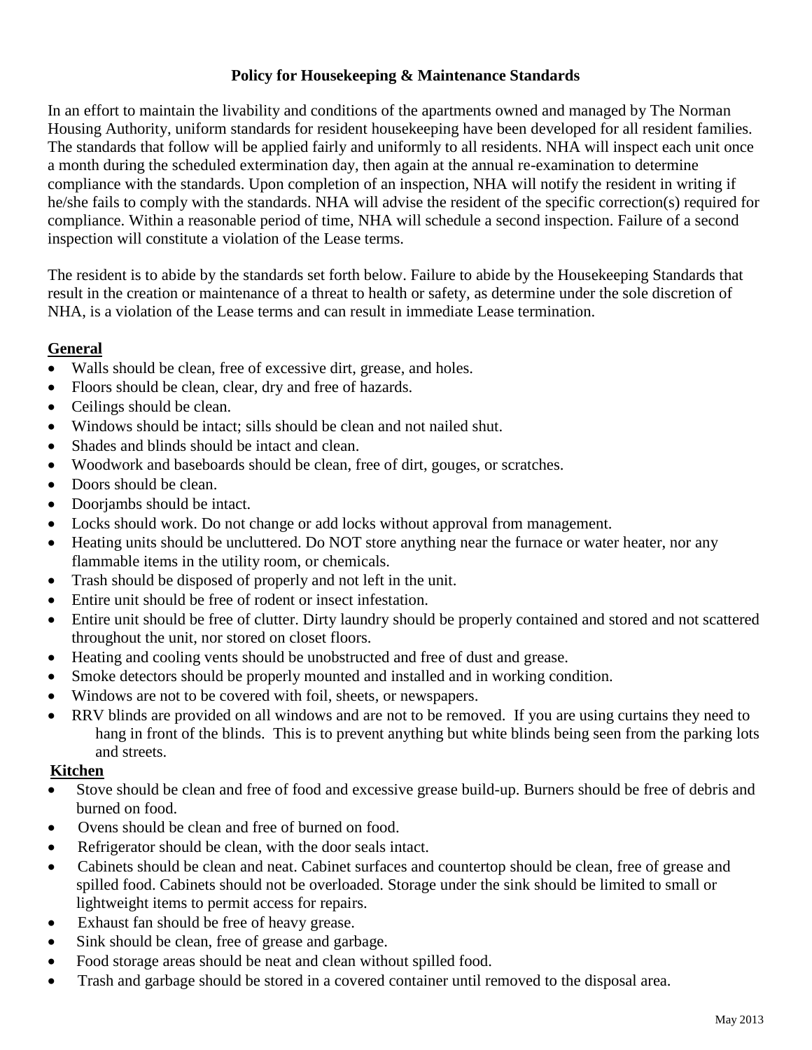**Policy for Housekeeping & Maintenance Standards**

In an effort to maintain the livability and conditions of the apartments owned and managed by The Norman Housing Authority, uniform standards for resident housekeeping have been developed for all resident families. The standards that follow will be applied fairly and uniformly to all residents. NHA will inspect each unit once a month during the scheduled extermination day, then again at the annual re-examination to determine compliance with the standards. Upon completion of an inspection, NHA will notify the resident in writing if he/she fails to comply with the standards. NHA will advise the resident of the specific correction(s) required for compliance. Within a reasonable period of time, NHA will schedule a second inspection. Failure of a second inspection will constitute a violation of the Lease terms.

The resident is to abide by the standards set forth below. Failure to abide by the Housekeeping Standards that result in the creation or maintenance of a threat to health or safety, as determine under the sole discretion of NHA, is a violation of the Lease terms and can result in immediate Lease termination.

**General**

- Walls should be clean, free of excessive dirt, grease, and holes.
- Floors should be clean, clear, dry and free of hazards.
- Ceilings should be clean.
- Windows should be intact; sills should be clean and not nailed shut.
- Shades and blinds should be intact and clean.
- Woodwork and baseboards should be clean, free of dirt, gouges, or scratches.
- Doors should be clean.
- Doorjambs should be intact.
- Locks should work. Do not change or add locks without approval from management.
- Heating units should be uncluttered. Do NOT store anything near the furnace or water heater, nor any flammable items in the utility room, or chemicals.
- Trash should be disposed of properly and not left in the unit.
- Entire unit should be free of rodent or insect infestation.
- Entire unit should be free of clutter. Dirty laundry should be properly contained and stored and not scattered throughout the unit, nor stored on closet floors.
- Heating and cooling vents should be unobstructed and free of dust and grease.
- Smoke detectors should be properly mounted and installed and in working condition.
- Windows are not to be covered with foil, sheets, or newspapers.
- RRV blinds are provided on all windows and are not to be removed. If you are using curtains they need to hang in front of the blinds. This is to prevent anything but white blinds being seen from the parking lots and streets.

**Kitchen**

- Stove should be clean and free of food and excessive grease build-up. Burners should be free of debris and burned on food.
- Ovens should be clean and free of burned on food.
- Refrigerator should be clean, with the door seals intact.
- Cabinets should be clean and neat. Cabinet surfaces and countertop should be clean, free of grease and spilled food. Cabinets should not be overloaded. Storage under the sink should be limited to small or lightweight items to permit access for repairs.
- Exhaust fan should be free of heavy grease.
- Sink should be clean, free of grease and garbage.
- Food storage areas should be neat and clean without spilled food.
- Trash and garbage should be stored in a covered container until removed to the disposal area.

May 2013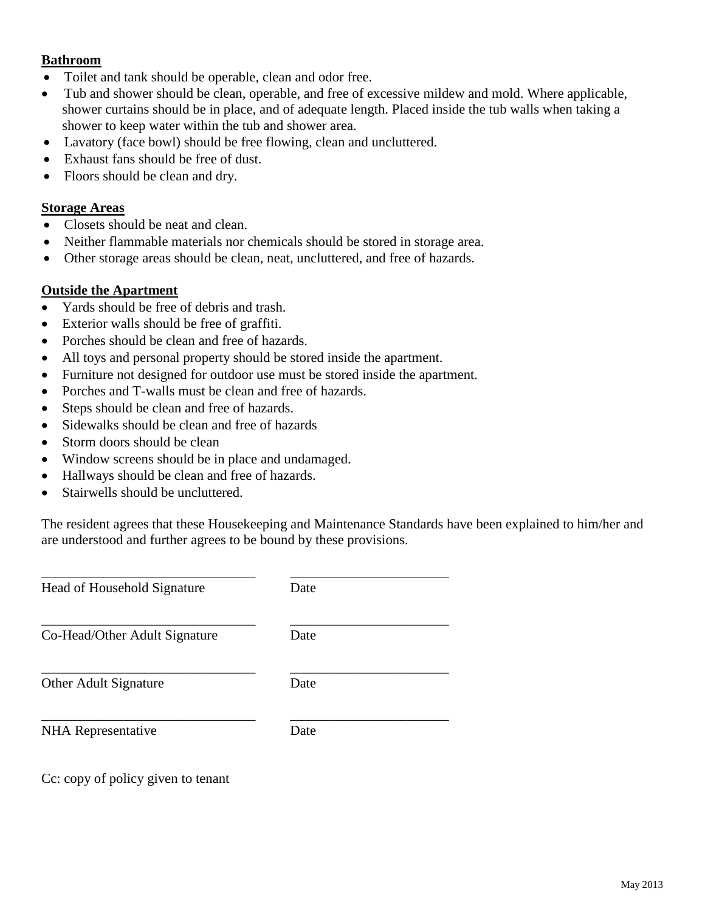**Bathroom**

- Toilet and tank should be operable, clean and odor free.
- Tub and shower should be clean, operable, and free of excessive mildew and mold. Where applicable, shower curtains should be in place, and of adequate length. Placed inside the tub walls when taking a shower to keep water within the tub and shower area.
- Lavatory (face bowl) should be free flowing, clean and uncluttered.
- Exhaust fans should be free of dust.
- Floors should be clean and dry.

**Storage Areas**

- Closets should be neat and clean.
- Neither flammable materials nor chemicals should be stored in storage area.
- Other storage areas should be clean, neat, uncluttered, and free of hazards.

**Outside the Apartment**

- Yards should be free of debris and trash.
- Exterior walls should be free of graffiti.
- Porches should be clean and free of hazards.
- All toys and personal property should be stored inside the apartment.
- Furniture not designed for outdoor use must be stored inside the apartment.
- Porches and T-walls must be clean and free of hazards.
- Steps should be clean and free of hazards.
- Sidewalks should be clean and free of hazards
- Storm doors should be clean
- Window screens should be in place and undamaged.
- Hallways should be clean and free of hazards.
- Stairwells should be uncluttered.

The resident agrees that these Housekeeping and Maintenance Standards have been explained to him/her and are understood and further agrees to be bound by these provisions.

_______________________________ _______________________
Head of Household Signature Date

_______________________________ _______________________
Co-Head/Other Adult Signature Date

_______________________________ _______________________
Other Adult Signature Date

_______________________________ _______________________
NHA Representative Date

Cc: copy of policy given to tenant

May 2013